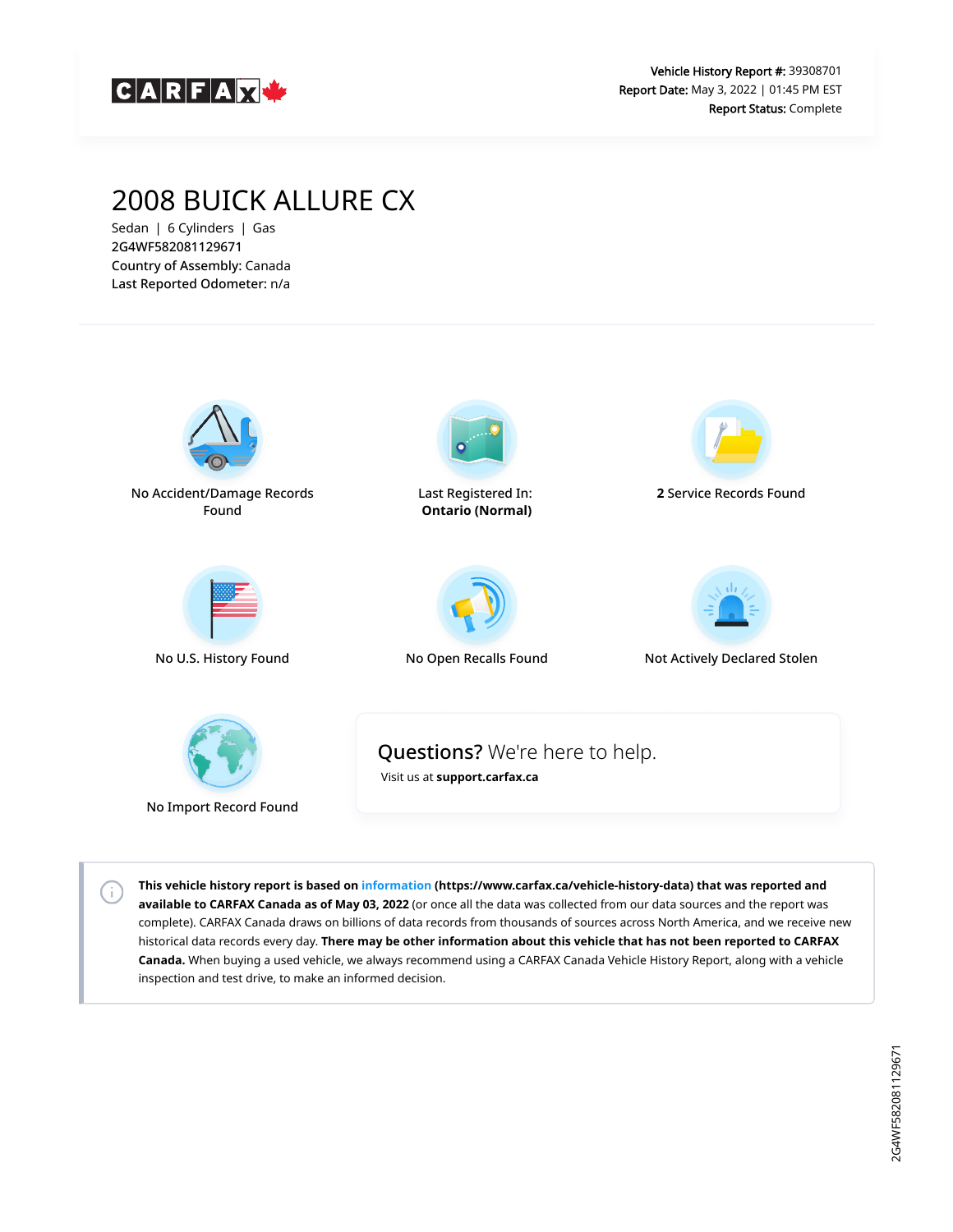CARFAX

**Vehicle History Report #:** 39308701
**Report Date:** May 3, 2022 | 01:45 PM EST
**Report Status:** Complete

# 2008 BUICK ALLURE CX

Sedan | 6 Cylinders | Gas
2G4WF582081129671
Country of Assembly: Canada
Last Reported Odometer: n/a

No Accident/Damage Records Found

Last Registered In: **Ontario (Normal)**

**2** Service Records Found

No U.S. History Found

No Open Recalls Found

Not Actively Declared Stolen

No Import Record Found

**Questions?** We're here to help.
Visit us at **support.carfax.ca**

**This vehicle history report is based on information (https://www.carfax.ca/vehicle-history-data) that was reported and available to CARFAX Canada as of May 03, 2022** (or once all the data was collected from our data sources and the report was complete). CARFAX Canada draws on billions of data records from thousands of sources across North America, and we receive new historical data records every day. **There may be other information about this vehicle that has not been reported to CARFAX Canada.** When buying a used vehicle, we always recommend using a CARFAX Canada Vehicle History Report, along with a vehicle inspection and test drive, to make an informed decision.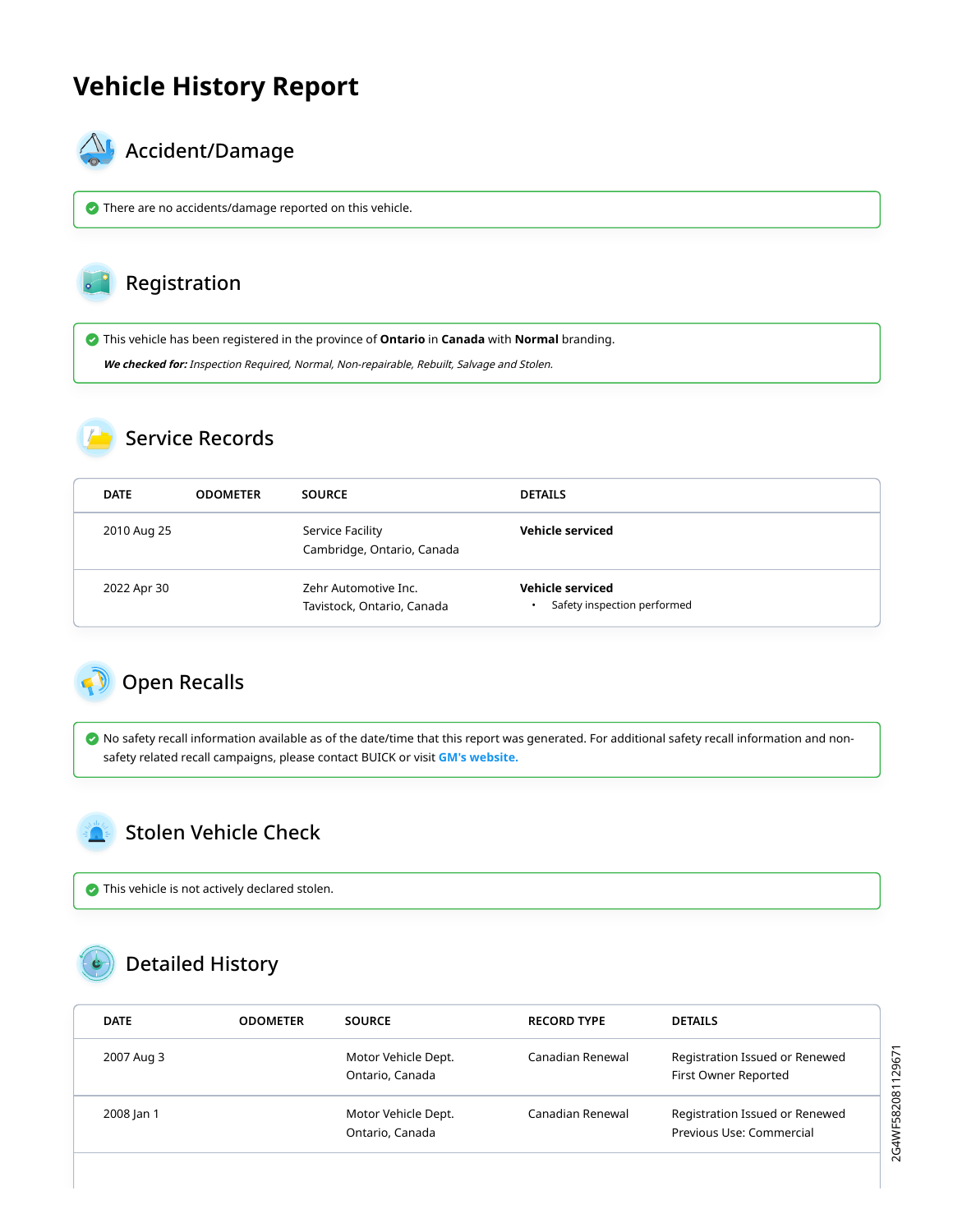# Vehicle History Report

## Accident/Damage

There are no accidents/damage reported on this vehicle.

## Registration

This vehicle has been registered in the province of **Ontario** in **Canada** with **Normal** branding.

***We checked for:*** *Inspection Required, Normal, Non-repairable, Rebuilt, Salvage and Stolen.*

## Service Records

| DATE | ODOMETER | SOURCE | DETAILS |
|---|---|---|---|
| 2010 Aug 25 | | Service Facility<br>Cambridge, Ontario, Canada | **Vehicle serviced** |
| 2022 Apr 30 | | Zehr Automotive Inc.<br>Tavistock, Ontario, Canada | **Vehicle serviced**<br>• Safety inspection performed |

## Open Recalls

No safety recall information available as of the date/time that this report was generated. For additional safety recall information and non-safety related recall campaigns, please contact BUICK or visit GM's website.

## Stolen Vehicle Check

This vehicle is not actively declared stolen.

## Detailed History

| DATE | ODOMETER | SOURCE | RECORD TYPE | DETAILS |
|---|---|---|---|---|
| 2007 Aug 3 | | Motor Vehicle Dept.<br>Ontario, Canada | Canadian Renewal | Registration Issued or Renewed<br>First Owner Reported |
| 2008 Jan 1 | | Motor Vehicle Dept.<br>Ontario, Canada | Canadian Renewal | Registration Issued or Renewed<br>Previous Use: Commercial |

2G4WF582081129671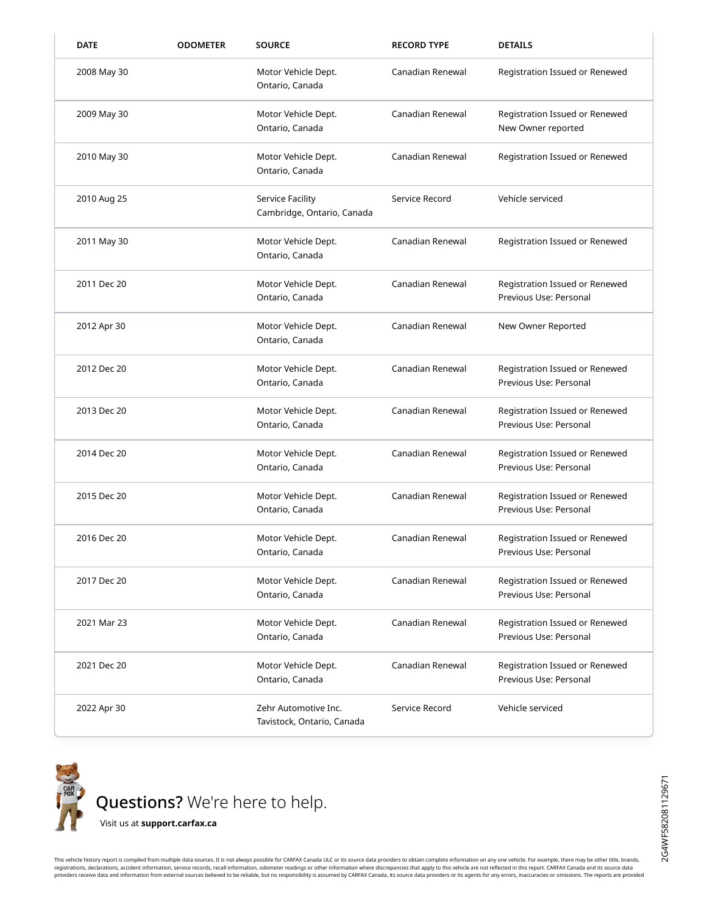| DATE | ODOMETER | SOURCE | RECORD TYPE | DETAILS |
|---|---|---|---|---|
| 2008 May 30 | | Motor Vehicle Dept.<br>Ontario, Canada | Canadian Renewal | Registration Issued or Renewed |
| 2009 May 30 | | Motor Vehicle Dept.<br>Ontario, Canada | Canadian Renewal | Registration Issued or Renewed<br>New Owner reported |
| 2010 May 30 | | Motor Vehicle Dept.<br>Ontario, Canada | Canadian Renewal | Registration Issued or Renewed |
| 2010 Aug 25 | | Service Facility<br>Cambridge, Ontario, Canada | Service Record | Vehicle serviced |
| 2011 May 30 | | Motor Vehicle Dept.<br>Ontario, Canada | Canadian Renewal | Registration Issued or Renewed |
| 2011 Dec 20 | | Motor Vehicle Dept.<br>Ontario, Canada | Canadian Renewal | Registration Issued or Renewed<br>Previous Use: Personal |
| 2012 Apr 30 | | Motor Vehicle Dept.<br>Ontario, Canada | Canadian Renewal | New Owner Reported |
| 2012 Dec 20 | | Motor Vehicle Dept.<br>Ontario, Canada | Canadian Renewal | Registration Issued or Renewed<br>Previous Use: Personal |
| 2013 Dec 20 | | Motor Vehicle Dept.<br>Ontario, Canada | Canadian Renewal | Registration Issued or Renewed<br>Previous Use: Personal |
| 2014 Dec 20 | | Motor Vehicle Dept.<br>Ontario, Canada | Canadian Renewal | Registration Issued or Renewed<br>Previous Use: Personal |
| 2015 Dec 20 | | Motor Vehicle Dept.<br>Ontario, Canada | Canadian Renewal | Registration Issued or Renewed<br>Previous Use: Personal |
| 2016 Dec 20 | | Motor Vehicle Dept.<br>Ontario, Canada | Canadian Renewal | Registration Issued or Renewed<br>Previous Use: Personal |
| 2017 Dec 20 | | Motor Vehicle Dept.<br>Ontario, Canada | Canadian Renewal | Registration Issued or Renewed<br>Previous Use: Personal |
| 2021 Mar 23 | | Motor Vehicle Dept.<br>Ontario, Canada | Canadian Renewal | Registration Issued or Renewed<br>Previous Use: Personal |
| 2021 Dec 20 | | Motor Vehicle Dept.<br>Ontario, Canada | Canadian Renewal | Registration Issued or Renewed<br>Previous Use: Personal |
| 2022 Apr 30 | | Zehr Automotive Inc.<br>Tavistock, Ontario, Canada | Service Record | Vehicle serviced |

**Questions?** We're here to help.

Visit us at **support.carfax.ca**

2G4WF582081129671

This vehicle history report is compiled from multiple data sources. It is not always possible for CARFAX Canada ULC or its source data providers to obtain complete information on any one vehicle. For example, there may be other title, brands, registrations, declarations, accident information, service records, recall information, odometer readings or other information where discrepancies that apply to this vehicle are not reflected in this report. CARFAX Canada and its source data providers receive data and information from external sources believed to be reliable, but no responsibility is assumed by CARFAX Canada, its source data providers or its agents for any errors, inaccuracies or omissions. The reports are provided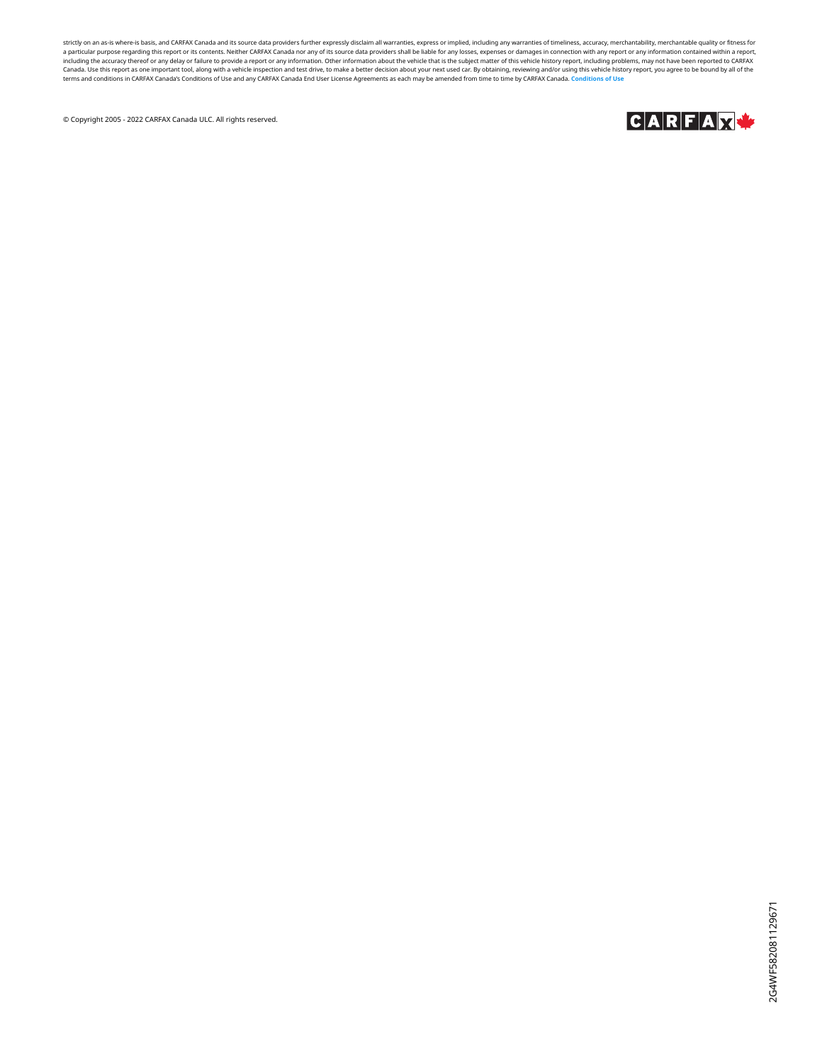strictly on an as-is where-is basis, and CARFAX Canada and its source data providers further expressly disclaim all warranties, express or implied, including any warranties of timeliness, accuracy, merchantability, merchantable quality or fitness for a particular purpose regarding this report or its contents. Neither CARFAX Canada nor any of its source data providers shall be liable for any losses, expenses or damages in connection with any report or any information contained within a report, including the accuracy thereof or any delay or failure to provide a report or any information. Other information about the vehicle that is the subject matter of this vehicle history report, including problems, may not have been reported to CARFAX Canada. Use this report as one important tool, along with a vehicle inspection and test drive, to make a better decision about your next used car. By obtaining, reviewing and/or using this vehicle history report, you agree to be bound by all of the terms and conditions in CARFAX Canada's Conditions of Use and any CARFAX Canada End User License Agreements as each may be amended from time to time by CARFAX Canada. **Conditions of Use**

© Copyright 2005 - 2022 CARFAX Canada ULC. All rights reserved.

CARFAX

2G4WF582081129671